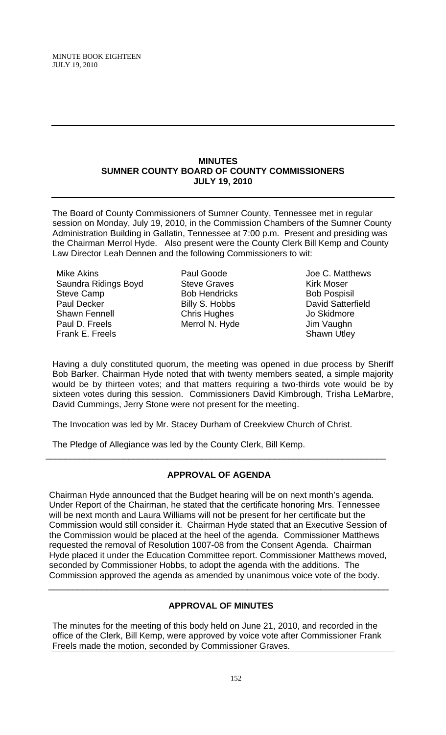## MINUTES
## SUMNER COUNTY BOARD OF COUNTY COMMISSIONERS
## JULY 19, 2010

The Board of County Commissioners of Sumner County, Tennessee met in regular session on Monday, July 19, 2010, in the Commission Chambers of the Sumner County Administration Building in Gallatin, Tennessee at 7:00 p.m. Present and presiding was the Chairman Merrol Hyde. Also present were the County Clerk Bill Kemp and County Law Director Leah Dennen and the following Commissioners to wit:

| | | |
|---|---|---|
| Mike Akins | Paul Goode | Joe C. Matthews |
| Saundra Ridings Boyd | Steve Graves | Kirk Moser |
| Steve Camp | Bob Hendricks | Bob Pospisil |
| Paul Decker | Billy S. Hobbs | David Satterfield |
| Shawn Fennell | Chris Hughes | Jo Skidmore |
| Paul D. Freels | Merrol N. Hyde | Jim Vaughn |
| Frank E. Freels | | Shawn Utley |

Having a duly constituted quorum, the meeting was opened in due process by Sheriff Bob Barker. Chairman Hyde noted that with twenty members seated, a simple majority would be by thirteen votes; and that matters requiring a two-thirds vote would be by sixteen votes during this session. Commissioners David Kimbrough, Trisha LeMarbre, David Cummings, Jerry Stone were not present for the meeting.

The Invocation was led by Mr. Stacey Durham of Creekview Church of Christ.

The Pledge of Allegiance was led by the County Clerk, Bill Kemp.

---

### APPROVAL OF AGENDA

Chairman Hyde announced that the Budget hearing will be on next month's agenda. Under Report of the Chairman, he stated that the certificate honoring Mrs. Tennessee will be next month and Laura Williams will not be present for her certificate but the Commission would still consider it. Chairman Hyde stated that an Executive Session of the Commission would be placed at the heel of the agenda. Commissioner Matthews requested the removal of Resolution 1007-08 from the Consent Agenda. Chairman Hyde placed it under the Education Committee report. Commissioner Matthews moved, seconded by Commissioner Hobbs, to adopt the agenda with the additions. The Commission approved the agenda as amended by unanimous voice vote of the body.

---

### APPROVAL OF MINUTES

The minutes for the meeting of this body held on June 21, 2010, and recorded in the office of the Clerk, Bill Kemp, were approved by voice vote after Commissioner Frank Freels made the motion, seconded by Commissioner Graves.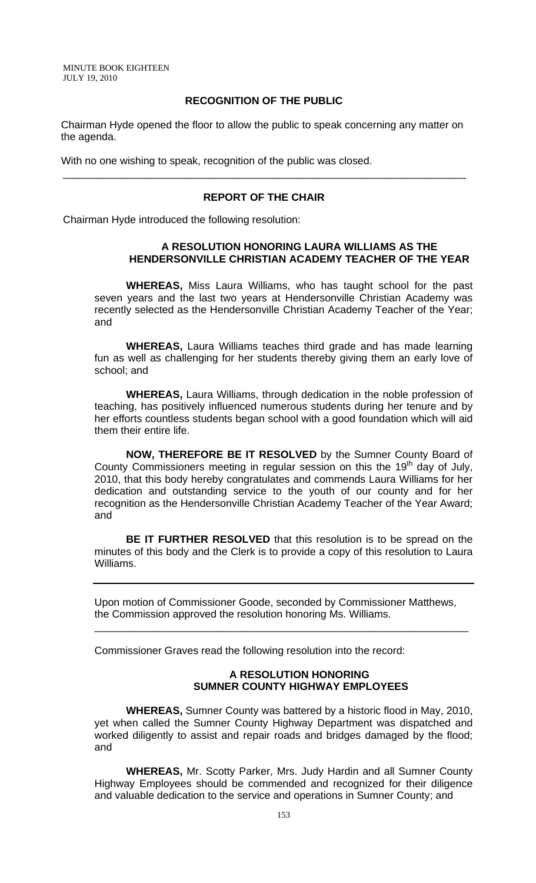## RECOGNITION OF THE PUBLIC

Chairman Hyde opened the floor to allow the public to speak concerning any matter on the agenda.

With no one wishing to speak, recognition of the public was closed.

---

## REPORT OF THE CHAIR

Chairman Hyde introduced the following resolution:

### A RESOLUTION HONORING LAURA WILLIAMS AS THE HENDERSONVILLE CHRISTIAN ACADEMY TEACHER OF THE YEAR

**WHEREAS,** Miss Laura Williams, who has taught school for the past seven years and the last two years at Hendersonville Christian Academy was recently selected as the Hendersonville Christian Academy Teacher of the Year; and

**WHEREAS,** Laura Williams teaches third grade and has made learning fun as well as challenging for her students thereby giving them an early love of school; and

**WHEREAS,** Laura Williams, through dedication in the noble profession of teaching, has positively influenced numerous students during her tenure and by her efforts countless students began school with a good foundation which will aid them their entire life.

**NOW, THEREFORE BE IT RESOLVED** by the Sumner County Board of County Commissioners meeting in regular session on this the 19th day of July, 2010, that this body hereby congratulates and commends Laura Williams for her dedication and outstanding service to the youth of our county and for her recognition as the Hendersonville Christian Academy Teacher of the Year Award; and

**BE IT FURTHER RESOLVED** that this resolution is to be spread on the minutes of this body and the Clerk is to provide a copy of this resolution to Laura Williams.

---

Upon motion of Commissioner Goode, seconded by Commissioner Matthews, the Commission approved the resolution honoring Ms. Williams.

---

Commissioner Graves read the following resolution into the record:

### A RESOLUTION HONORING SUMNER COUNTY HIGHWAY EMPLOYEES

**WHEREAS,** Sumner County was battered by a historic flood in May, 2010, yet when called the Sumner County Highway Department was dispatched and worked diligently to assist and repair roads and bridges damaged by the flood; and

**WHEREAS,** Mr. Scotty Parker, Mrs. Judy Hardin and all Sumner County Highway Employees should be commended and recognized for their diligence and valuable dedication to the service and operations in Sumner County; and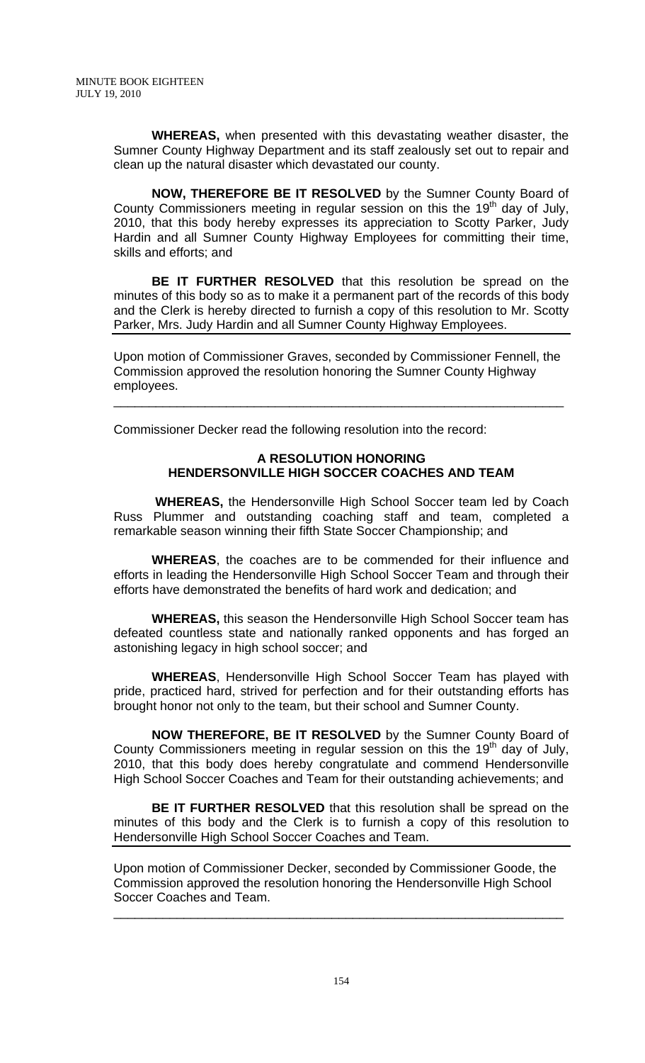**WHEREAS,** when presented with this devastating weather disaster, the Sumner County Highway Department and its staff zealously set out to repair and clean up the natural disaster which devastated our county.

**NOW, THEREFORE BE IT RESOLVED** by the Sumner County Board of County Commissioners meeting in regular session on this the 19th day of July, 2010, that this body hereby expresses its appreciation to Scotty Parker, Judy Hardin and all Sumner County Highway Employees for committing their time, skills and efforts; and

**BE IT FURTHER RESOLVED** that this resolution be spread on the minutes of this body so as to make it a permanent part of the records of this body and the Clerk is hereby directed to furnish a copy of this resolution to Mr. Scotty Parker, Mrs. Judy Hardin and all Sumner County Highway Employees.

---

Upon motion of Commissioner Graves, seconded by Commissioner Fennell, the Commission approved the resolution honoring the Sumner County Highway employees.

---

Commissioner Decker read the following resolution into the record:

**A RESOLUTION HONORING**
**HENDERSONVILLE HIGH SOCCER COACHES AND TEAM**

**WHEREAS,** the Hendersonville High School Soccer team led by Coach Russ Plummer and outstanding coaching staff and team, completed a remarkable season winning their fifth State Soccer Championship; and

**WHEREAS**, the coaches are to be commended for their influence and efforts in leading the Hendersonville High School Soccer Team and through their efforts have demonstrated the benefits of hard work and dedication; and

**WHEREAS,** this season the Hendersonville High School Soccer team has defeated countless state and nationally ranked opponents and has forged an astonishing legacy in high school soccer; and

**WHEREAS**, Hendersonville High School Soccer Team has played with pride, practiced hard, strived for perfection and for their outstanding efforts has brought honor not only to the team, but their school and Sumner County.

**NOW THEREFORE, BE IT RESOLVED** by the Sumner County Board of County Commissioners meeting in regular session on this the 19th day of July, 2010, that this body does hereby congratulate and commend Hendersonville High School Soccer Coaches and Team for their outstanding achievements; and

**BE IT FURTHER RESOLVED** that this resolution shall be spread on the minutes of this body and the Clerk is to furnish a copy of this resolution to Hendersonville High School Soccer Coaches and Team.

---

Upon motion of Commissioner Decker, seconded by Commissioner Goode, the Commission approved the resolution honoring the Hendersonville High School Soccer Coaches and Team.

---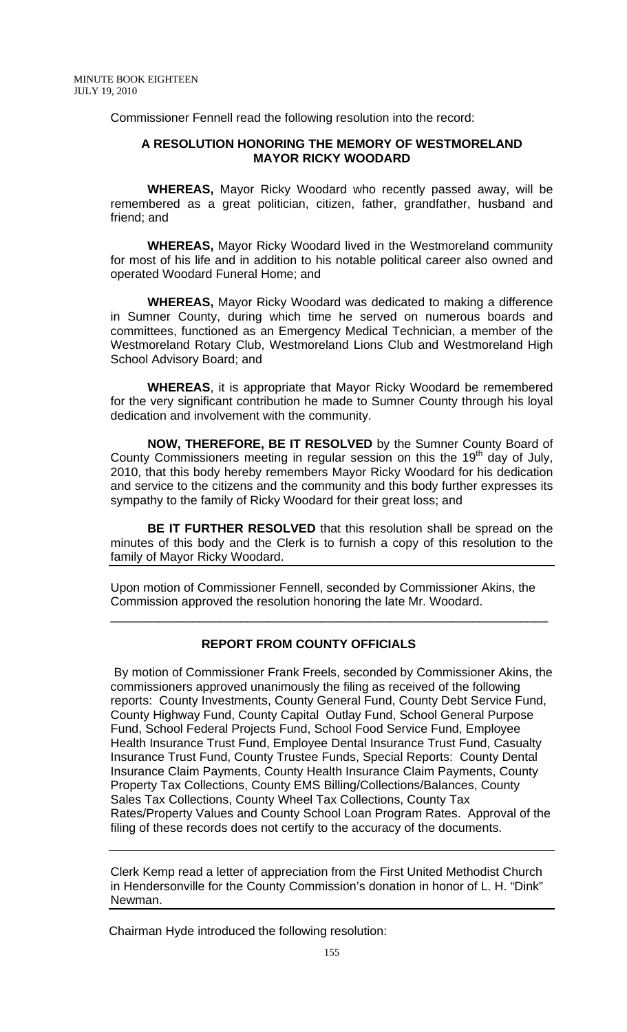Commissioner Fennell read the following resolution into the record:

**A RESOLUTION HONORING THE MEMORY OF WESTMORELAND MAYOR RICKY WOODARD**

**WHEREAS,** Mayor Ricky Woodard who recently passed away, will be remembered as a great politician, citizen, father, grandfather, husband and friend; and

**WHEREAS,** Mayor Ricky Woodard lived in the Westmoreland community for most of his life and in addition to his notable political career also owned and operated Woodard Funeral Home; and

**WHEREAS,** Mayor Ricky Woodard was dedicated to making a difference in Sumner County, during which time he served on numerous boards and committees, functioned as an Emergency Medical Technician, a member of the Westmoreland Rotary Club, Westmoreland Lions Club and Westmoreland High School Advisory Board; and

**WHEREAS**, it is appropriate that Mayor Ricky Woodard be remembered for the very significant contribution he made to Sumner County through his loyal dedication and involvement with the community.

**NOW, THEREFORE, BE IT RESOLVED** by the Sumner County Board of County Commissioners meeting in regular session on this the 19th day of July, 2010, that this body hereby remembers Mayor Ricky Woodard for his dedication and service to the citizens and the community and this body further expresses its sympathy to the family of Ricky Woodard for their great loss; and

**BE IT FURTHER RESOLVED** that this resolution shall be spread on the minutes of this body and the Clerk is to furnish a copy of this resolution to the family of Mayor Ricky Woodard.

---

Upon motion of Commissioner Fennell, seconded by Commissioner Akins, the Commission approved the resolution honoring the late Mr. Woodard.

---

**REPORT FROM COUNTY OFFICIALS**

By motion of Commissioner Frank Freels, seconded by Commissioner Akins, the commissioners approved unanimously the filing as received of the following reports: County Investments, County General Fund, County Debt Service Fund, County Highway Fund, County Capital Outlay Fund, School General Purpose Fund, School Federal Projects Fund, School Food Service Fund, Employee Health Insurance Trust Fund, Employee Dental Insurance Trust Fund, Casualty Insurance Trust Fund, County Trustee Funds, Special Reports: County Dental Insurance Claim Payments, County Health Insurance Claim Payments, County Property Tax Collections, County EMS Billing/Collections/Balances, County Sales Tax Collections, County Wheel Tax Collections, County Tax Rates/Property Values and County School Loan Program Rates. Approval of the filing of these records does not certify to the accuracy of the documents.

---

Clerk Kemp read a letter of appreciation from the First United Methodist Church in Hendersonville for the County Commission's donation in honor of L. H. "Dink" Newman.

---

Chairman Hyde introduced the following resolution: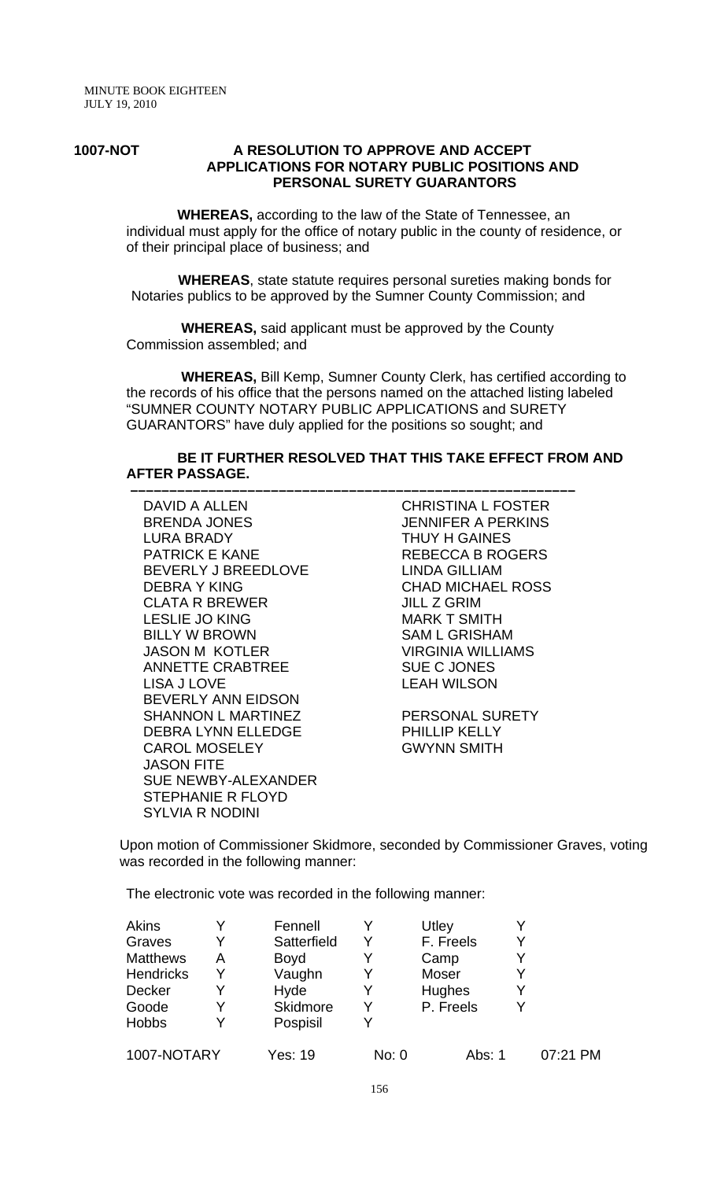MINUTE BOOK EIGHTEEN
JULY 19, 2010

**1007-NOT** **A RESOLUTION TO APPROVE AND ACCEPT APPLICATIONS FOR NOTARY PUBLIC POSITIONS AND PERSONAL SURETY GUARANTORS**

**WHEREAS,** according to the law of the State of Tennessee, an individual must apply for the office of notary public in the county of residence, or of their principal place of business; and

**WHEREAS**, state statute requires personal sureties making bonds for Notaries publics to be approved by the Sumner County Commission; and

**WHEREAS,** said applicant must be approved by the County Commission assembled; and

**WHEREAS,** Bill Kemp, Sumner County Clerk, has certified according to the records of his office that the persons named on the attached listing labeled "SUMNER COUNTY NOTARY PUBLIC APPLICATIONS and SURETY GUARANTORS" have duly applied for the positions so sought; and

**BE IT FURTHER RESOLVED THAT THIS TAKE EFFECT FROM AND AFTER PASSAGE.**

---

DAVID A ALLEN
BRENDA JONES
LURA BRADY
PATRICK E KANE
BEVERLY J BREEDLOVE
DEBRA Y KING
CLATA R BREWER
LESLIE JO KING
BILLY W BROWN
JASON M KOTLER
ANNETTE CRABTREE
LISA J LOVE
BEVERLY ANN EIDSON
SHANNON L MARTINEZ
DEBRA LYNN ELLEDGE
CAROL MOSELEY
JASON FITE
SUE NEWBY-ALEXANDER
STEPHANIE R FLOYD
SYLVIA R NODINI
CHRISTINA L FOSTER
JENNIFER A PERKINS
THUY H GAINES
REBECCA B ROGERS
LINDA GILLIAM
CHAD MICHAEL ROSS
JILL Z GRIM
MARK T SMITH
SAM L GRISHAM
VIRGINIA WILLIAMS
SUE C JONES
LEAH WILSON

PERSONAL SURETY
PHILLIP KELLY
GWYNN SMITH

Upon motion of Commissioner Skidmore, seconded by Commissioner Graves, voting was recorded in the following manner:

The electronic vote was recorded in the following manner:

| | | | | | |
|---|---|---|---|---|---|
| Akins | Y | Fennell | Y | Utley | Y |
| Graves | Y | Satterfield | Y | F. Freels | Y |
| Matthews | A | Boyd | Y | Camp | Y |
| Hendricks | Y | Vaughn | Y | Moser | Y |
| Decker | Y | Hyde | Y | Hughes | Y |
| Goode | Y | Skidmore | Y | P. Freels | Y |
| Hobbs | Y | Pospisil | Y | | |

1007-NOTARY Yes: 19 No: 0 Abs: 1 07:21 PM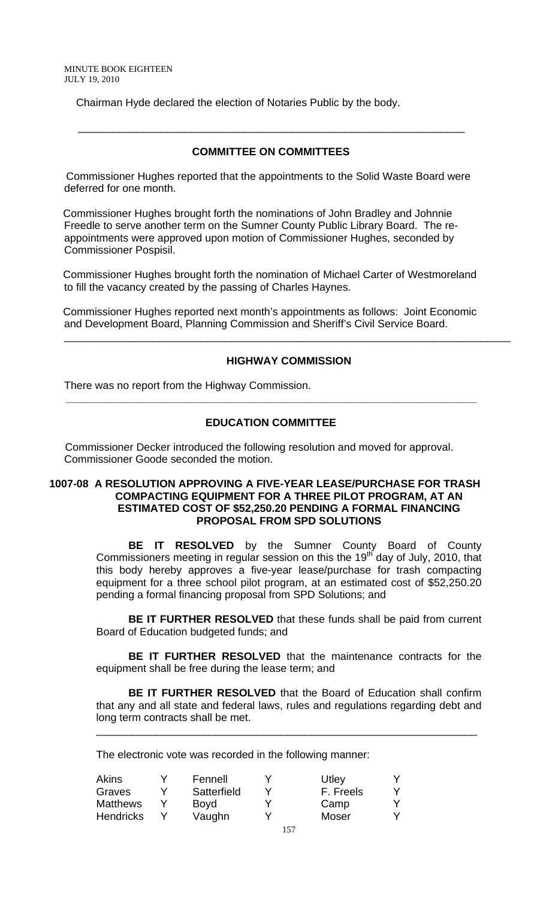Chairman Hyde declared the election of Notaries Public by the body.

---

## COMMITTEE ON COMMITTEES

Commissioner Hughes reported that the appointments to the Solid Waste Board were deferred for one month.

Commissioner Hughes brought forth the nominations of John Bradley and Johnnie Freedle to serve another term on the Sumner County Public Library Board. The re-appointments were approved upon motion of Commissioner Hughes, seconded by Commissioner Pospisil.

Commissioner Hughes brought forth the nomination of Michael Carter of Westmoreland to fill the vacancy created by the passing of Charles Haynes.

Commissioner Hughes reported next month's appointments as follows: Joint Economic and Development Board, Planning Commission and Sheriff's Civil Service Board.

---

## HIGHWAY COMMISSION

There was no report from the Highway Commission.

---

## EDUCATION COMMITTEE

Commissioner Decker introduced the following resolution and moved for approval. Commissioner Goode seconded the motion.

**1007-08 A RESOLUTION APPROVING A FIVE-YEAR LEASE/PURCHASE FOR TRASH COMPACTING EQUIPMENT FOR A THREE PILOT PROGRAM, AT AN ESTIMATED COST OF $52,250.20 PENDING A FORMAL FINANCING PROPOSAL FROM SPD SOLUTIONS**

**BE IT RESOLVED** by the Sumner County Board of County Commissioners meeting in regular session on this the 19th day of July, 2010, that this body hereby approves a five-year lease/purchase for trash compacting equipment for a three school pilot program, at an estimated cost of $52,250.20 pending a formal financing proposal from SPD Solutions; and

**BE IT FURTHER RESOLVED** that these funds shall be paid from current Board of Education budgeted funds; and

**BE IT FURTHER RESOLVED** that the maintenance contracts for the equipment shall be free during the lease term; and

**BE IT FURTHER RESOLVED** that the Board of Education shall confirm that any and all state and federal laws, rules and regulations regarding debt and long term contracts shall be met.

---

The electronic vote was recorded in the following manner:

| | | | | | |
|---|---|---|---|---|---|
| Akins | Y | Fennell | Y | Utley | Y |
| Graves | Y | Satterfield | Y | F. Freels | Y |
| Matthews | Y | Boyd | Y | Camp | Y |
| Hendricks | Y | Vaughn | Y | Moser | Y |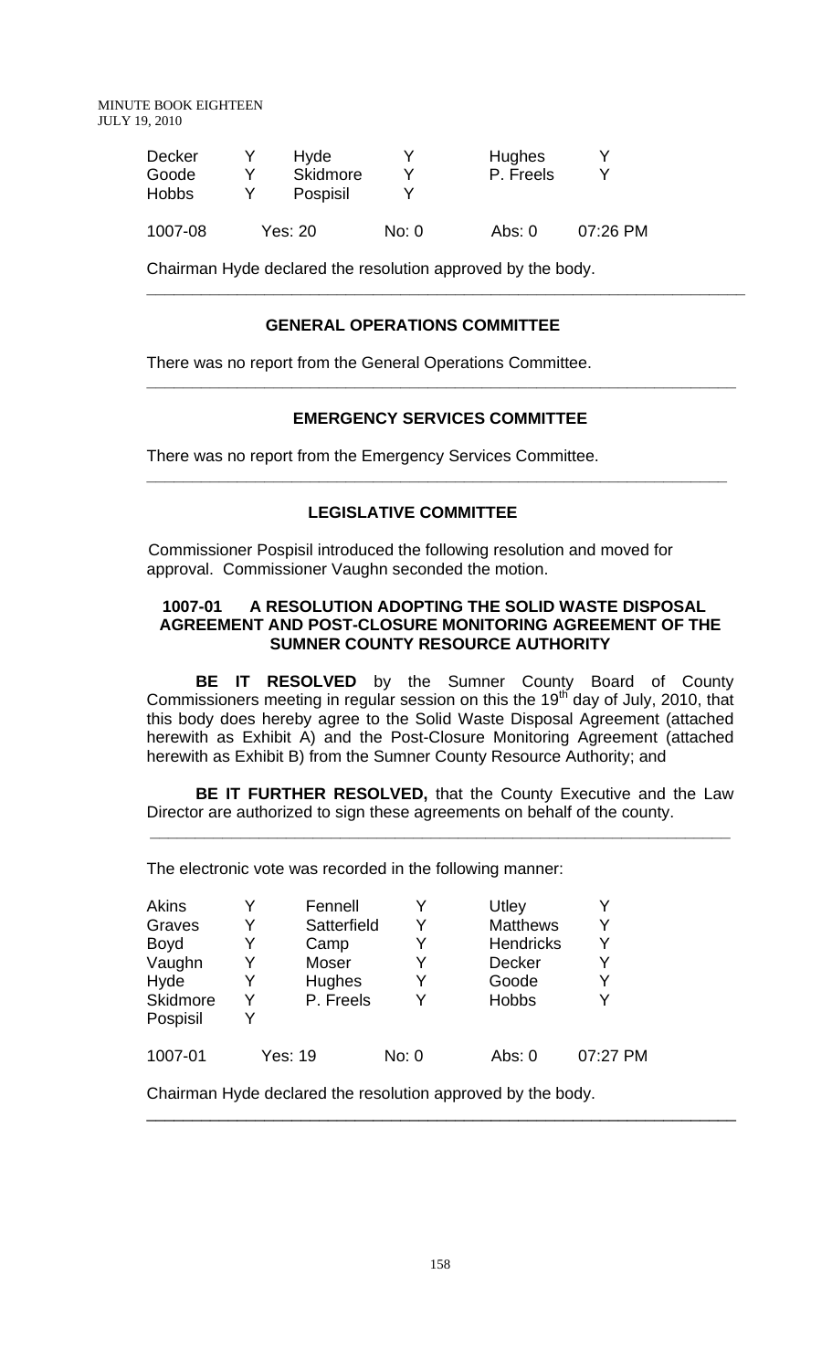| Decker | Y | Hyde | Y | Hughes | Y |
|---|---|---|---|---|---|
| Goode | Y | Skidmore | Y | P. Freels | Y |
| Hobbs | Y | Pospisil | Y | | |
| 1007-08 | Yes: 20 | | No: 0 | Abs: 0 | 07:26 PM |

Chairman Hyde declared the resolution approved by the body.

---

## GENERAL OPERATIONS COMMITTEE

There was no report from the General Operations Committee.

---

## EMERGENCY SERVICES COMMITTEE

There was no report from the Emergency Services Committee.

---

## LEGISLATIVE COMMITTEE

Commissioner Pospisil introduced the following resolution and moved for approval. Commissioner Vaughn seconded the motion.

### 1007-01 A RESOLUTION ADOPTING THE SOLID WASTE DISPOSAL AGREEMENT AND POST-CLOSURE MONITORING AGREEMENT OF THE SUMNER COUNTY RESOURCE AUTHORITY

**BE IT RESOLVED** by the Sumner County Board of County Commissioners meeting in regular session on this the 19th day of July, 2010, that this body does hereby agree to the Solid Waste Disposal Agreement (attached herewith as Exhibit A) and the Post-Closure Monitoring Agreement (attached herewith as Exhibit B) from the Sumner County Resource Authority; and

**BE IT FURTHER RESOLVED,** that the County Executive and the Law Director are authorized to sign these agreements on behalf of the county.

---

The electronic vote was recorded in the following manner:

| Akins | Y | Fennell | Y | Utley | Y |
|---|---|---|---|---|---|
| Graves | Y | Satterfield | Y | Matthews | Y |
| Boyd | Y | Camp | Y | Hendricks | Y |
| Vaughn | Y | Moser | Y | Decker | Y |
| Hyde | Y | Hughes | Y | Goode | Y |
| Skidmore | Y | P. Freels | Y | Hobbs | Y |
| Pospisil | Y | | | | |
| 1007-01 | Yes: 19 | | No: 0 | Abs: 0 | 07:27 PM |

Chairman Hyde declared the resolution approved by the body.

---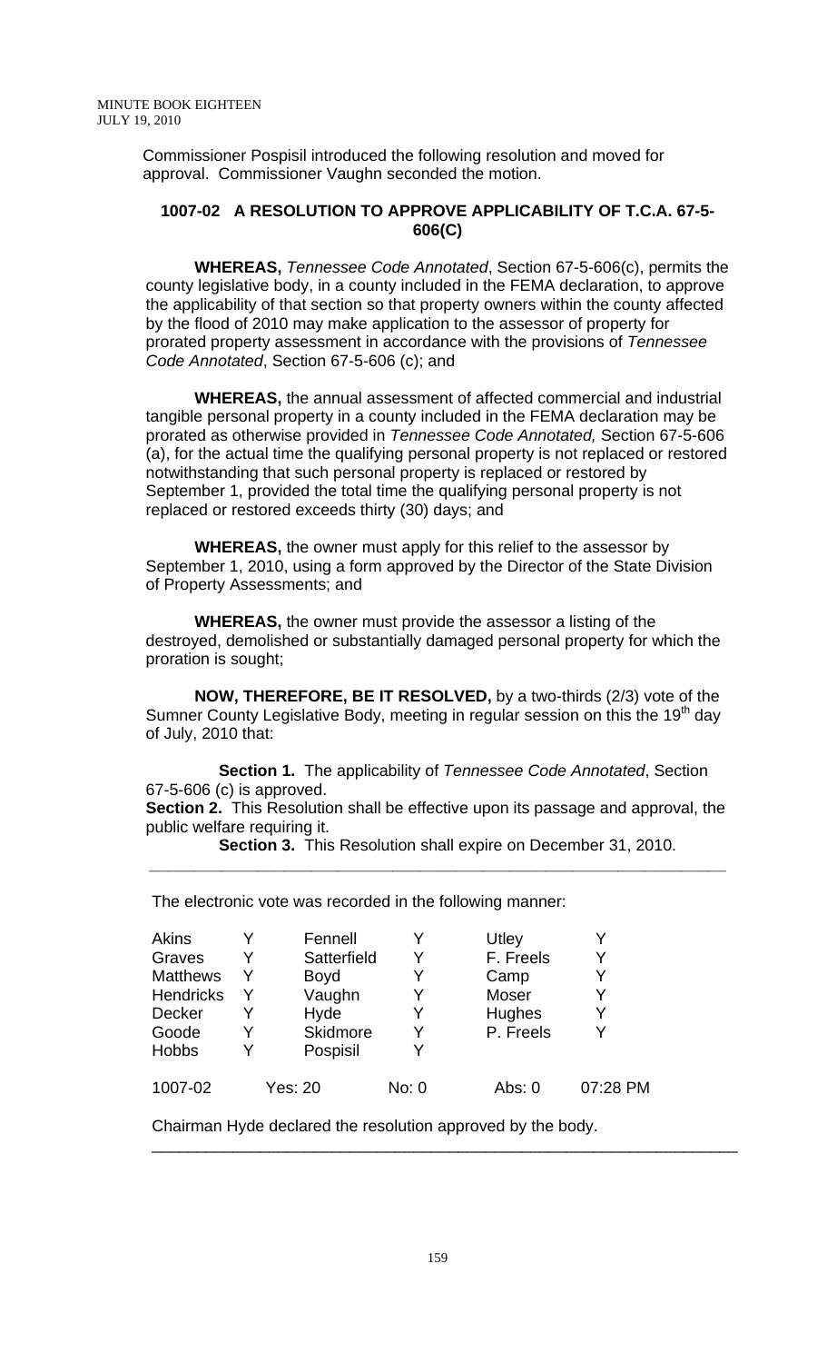Commissioner Pospisil introduced the following resolution and moved for approval. Commissioner Vaughn seconded the motion.

## 1007-02 A RESOLUTION TO APPROVE APPLICABILITY OF T.C.A. 67-5-606(C)

**WHEREAS,** *Tennessee Code Annotated*, Section 67-5-606(c), permits the county legislative body, in a county included in the FEMA declaration, to approve the applicability of that section so that property owners within the county affected by the flood of 2010 may make application to the assessor of property for prorated property assessment in accordance with the provisions of *Tennessee Code Annotated*, Section 67-5-606 (c); and

**WHEREAS,** the annual assessment of affected commercial and industrial tangible personal property in a county included in the FEMA declaration may be prorated as otherwise provided in *Tennessee Code Annotated,* Section 67-5-606 (a), for the actual time the qualifying personal property is not replaced or restored notwithstanding that such personal property is replaced or restored by September 1, provided the total time the qualifying personal property is not replaced or restored exceeds thirty (30) days; and

**WHEREAS,** the owner must apply for this relief to the assessor by September 1, 2010, using a form approved by the Director of the State Division of Property Assessments; and

**WHEREAS,** the owner must provide the assessor a listing of the destroyed, demolished or substantially damaged personal property for which the proration is sought;

**NOW, THEREFORE, BE IT RESOLVED,** by a two-thirds (2/3) vote of the Sumner County Legislative Body, meeting in regular session on this the 19th day of July, 2010 that:

**Section 1.** The applicability of *Tennessee Code Annotated*, Section 67-5-606 (c) is approved.

**Section 2.** This Resolution shall be effective upon its passage and approval, the public welfare requiring it.

**Section 3.** This Resolution shall expire on December 31, 2010.

---

The electronic vote was recorded in the following manner:

| | | | | | |
|---|---|---|---|---|---|
| Akins | Y | Fennell | Y | Utley | Y |
| Graves | Y | Satterfield | Y | F. Freels | Y |
| Matthews | Y | Boyd | Y | Camp | Y |
| Hendricks | Y | Vaughn | Y | Moser | Y |
| Decker | Y | Hyde | Y | Hughes | Y |
| Goode | Y | Skidmore | Y | P. Freels | Y |
| Hobbs | Y | Pospisil | Y | | |

| 1007-02 | Yes: 20 | No: 0 | Abs: 0 | 07:28 PM |
|---|---|---|---|---|

Chairman Hyde declared the resolution approved by the body.

---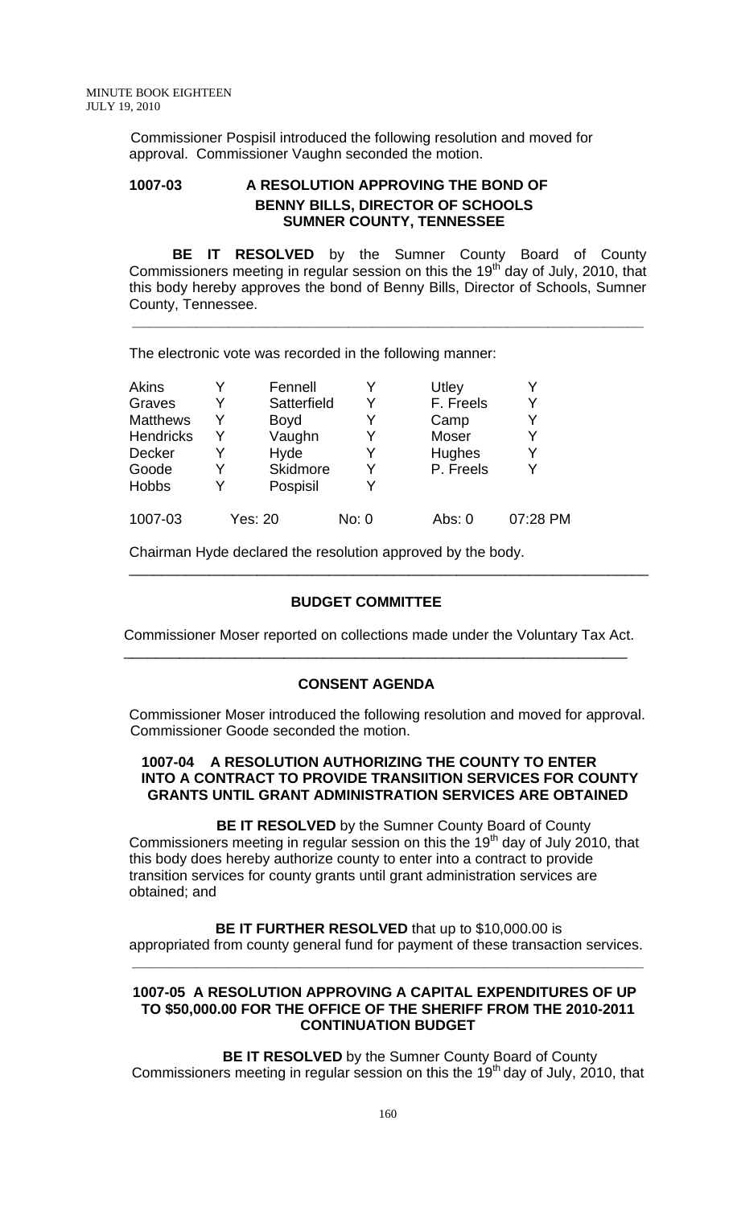Commissioner Pospisil introduced the following resolution and moved for approval. Commissioner Vaughn seconded the motion.

**1007-03 A RESOLUTION APPROVING THE BOND OF BENNY BILLS, DIRECTOR OF SCHOOLS SUMNER COUNTY, TENNESSEE**

**BE IT RESOLVED** by the Sumner County Board of County Commissioners meeting in regular session on this the 19th day of July, 2010, that this body hereby approves the bond of Benny Bills, Director of Schools, Sumner County, Tennessee.

---

The electronic vote was recorded in the following manner:

| | | | | | |
|---|---|---|---|---|---|
| Akins | Y | Fennell | Y | Utley | Y |
| Graves | Y | Satterfield | Y | F. Freels | Y |
| Matthews | Y | Boyd | Y | Camp | Y |
| Hendricks | Y | Vaughn | Y | Moser | Y |
| Decker | Y | Hyde | Y | Hughes | Y |
| Goode | Y | Skidmore | Y | P. Freels | Y |
| Hobbs | Y | Pospisil | Y | | |
| 1007-03 | Yes: 20 | | No: 0 | Abs: 0 | 07:28 PM |

Chairman Hyde declared the resolution approved by the body.

---

### BUDGET COMMITTEE

Commissioner Moser reported on collections made under the Voluntary Tax Act.

---

### CONSENT AGENDA

Commissioner Moser introduced the following resolution and moved for approval. Commissioner Goode seconded the motion.

**1007-04 A RESOLUTION AUTHORIZING THE COUNTY TO ENTER INTO A CONTRACT TO PROVIDE TRANSIITION SERVICES FOR COUNTY GRANTS UNTIL GRANT ADMINISTRATION SERVICES ARE OBTAINED**

**BE IT RESOLVED** by the Sumner County Board of County Commissioners meeting in regular session on this the 19th day of July 2010, that this body does hereby authorize county to enter into a contract to provide transition services for county grants until grant administration services are obtained; and

**BE IT FURTHER RESOLVED** that up to $10,000.00 is appropriated from county general fund for payment of these transaction services.

---

**1007-05 A RESOLUTION APPROVING A CAPITAL EXPENDITURES OF UP TO $50,000.00 FOR THE OFFICE OF THE SHERIFF FROM THE 2010-2011 CONTINUATION BUDGET**

**BE IT RESOLVED** by the Sumner County Board of County Commissioners meeting in regular session on this the 19th day of July, 2010, that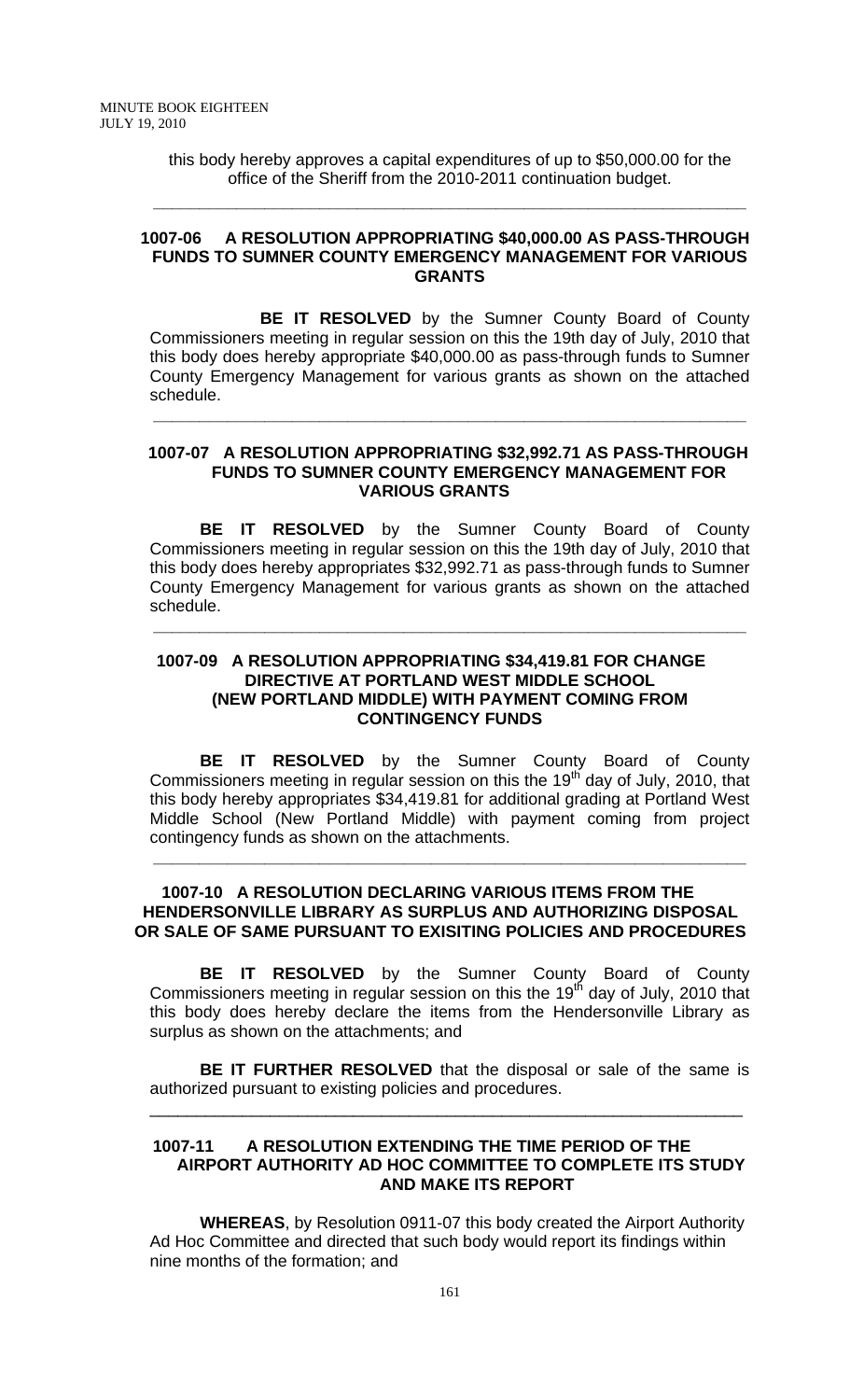this body hereby approves a capital expenditures of up to $50,000.00 for the office of the Sheriff from the 2010-2011 continuation budget.

---

**1007-06 A RESOLUTION APPROPRIATING $40,000.00 AS PASS-THROUGH FUNDS TO SUMNER COUNTY EMERGENCY MANAGEMENT FOR VARIOUS GRANTS**

**BE IT RESOLVED** by the Sumner County Board of County Commissioners meeting in regular session on this the 19th day of July, 2010 that this body does hereby appropriate $40,000.00 as pass-through funds to Sumner County Emergency Management for various grants as shown on the attached schedule.

---

**1007-07 A RESOLUTION APPROPRIATING $32,992.71 AS PASS-THROUGH FUNDS TO SUMNER COUNTY EMERGENCY MANAGEMENT FOR VARIOUS GRANTS**

**BE IT RESOLVED** by the Sumner County Board of County Commissioners meeting in regular session on this the 19th day of July, 2010 that this body does hereby appropriates $32,992.71 as pass-through funds to Sumner County Emergency Management for various grants as shown on the attached schedule.

---

**1007-09 A RESOLUTION APPROPRIATING $34,419.81 FOR CHANGE DIRECTIVE AT PORTLAND WEST MIDDLE SCHOOL (NEW PORTLAND MIDDLE) WITH PAYMENT COMING FROM CONTINGENCY FUNDS**

**BE IT RESOLVED** by the Sumner County Board of County Commissioners meeting in regular session on this the 19th day of July, 2010, that this body hereby appropriates $34,419.81 for additional grading at Portland West Middle School (New Portland Middle) with payment coming from project contingency funds as shown on the attachments.

---

**1007-10 A RESOLUTION DECLARING VARIOUS ITEMS FROM THE HENDERSONVILLE LIBRARY AS SURPLUS AND AUTHORIZING DISPOSAL OR SALE OF SAME PURSUANT TO EXISITING POLICIES AND PROCEDURES**

**BE IT RESOLVED** by the Sumner County Board of County Commissioners meeting in regular session on this the 19th day of July, 2010 that this body does hereby declare the items from the Hendersonville Library as surplus as shown on the attachments; and

**BE IT FURTHER RESOLVED** that the disposal or sale of the same is authorized pursuant to existing policies and procedures.

---

**1007-11 A RESOLUTION EXTENDING THE TIME PERIOD OF THE AIRPORT AUTHORITY AD HOC COMMITTEE TO COMPLETE ITS STUDY AND MAKE ITS REPORT**

**WHEREAS**, by Resolution 0911-07 this body created the Airport Authority Ad Hoc Committee and directed that such body would report its findings within nine months of the formation; and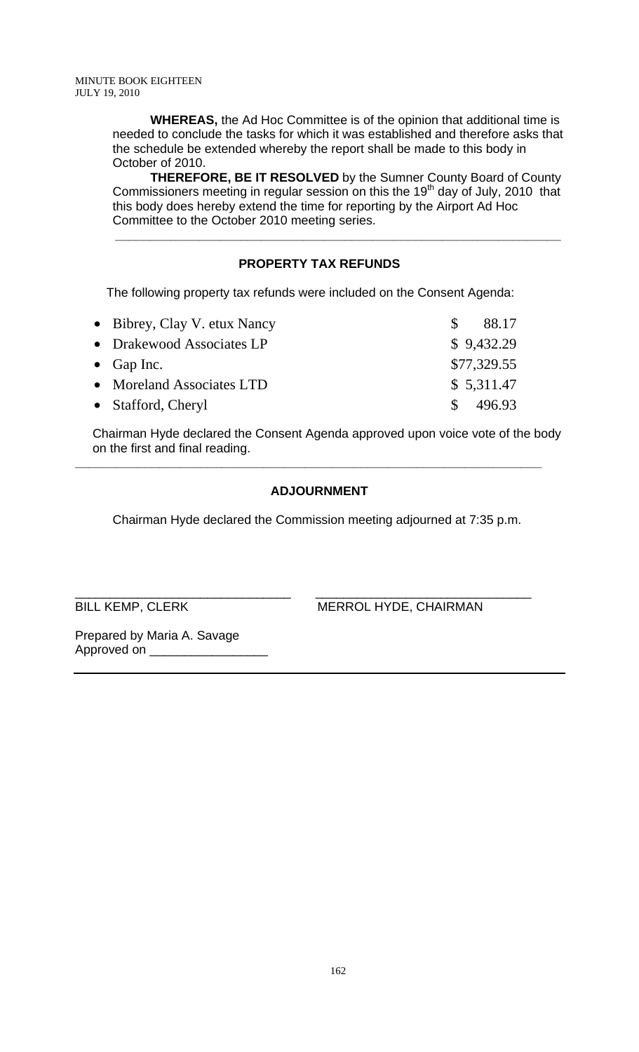**WHEREAS,** the Ad Hoc Committee is of the opinion that additional time is needed to conclude the tasks for which it was established and therefore asks that the schedule be extended whereby the report shall be made to this body in October of 2010.

**THEREFORE, BE IT RESOLVED** by the Sumner County Board of County Commissioners meeting in regular session on this the 19th day of July, 2010 that this body does hereby extend the time for reporting by the Airport Ad Hoc Committee to the October 2010 meeting series.

---

## PROPERTY TAX REFUNDS

The following property tax refunds were included on the Consent Agenda:

| | |
|---|---|
| • Bibrey, Clay V. etux Nancy | $ 88.17 |
| • Drakewood Associates LP | $ 9,432.29 |
| • Gap Inc. | $77,329.55 |
| • Moreland Associates LTD | $ 5,311.47 |
| • Stafford, Cheryl | $ 496.93 |

Chairman Hyde declared the Consent Agenda approved upon voice vote of the body on the first and final reading.

---

## ADJOURNMENT

Chairman Hyde declared the Commission meeting adjourned at 7:35 p.m.

_______________________________ _______________________________
BILL KEMP, CLERK MERROL HYDE, CHAIRMAN

Prepared by Maria A. Savage
Approved on _________________